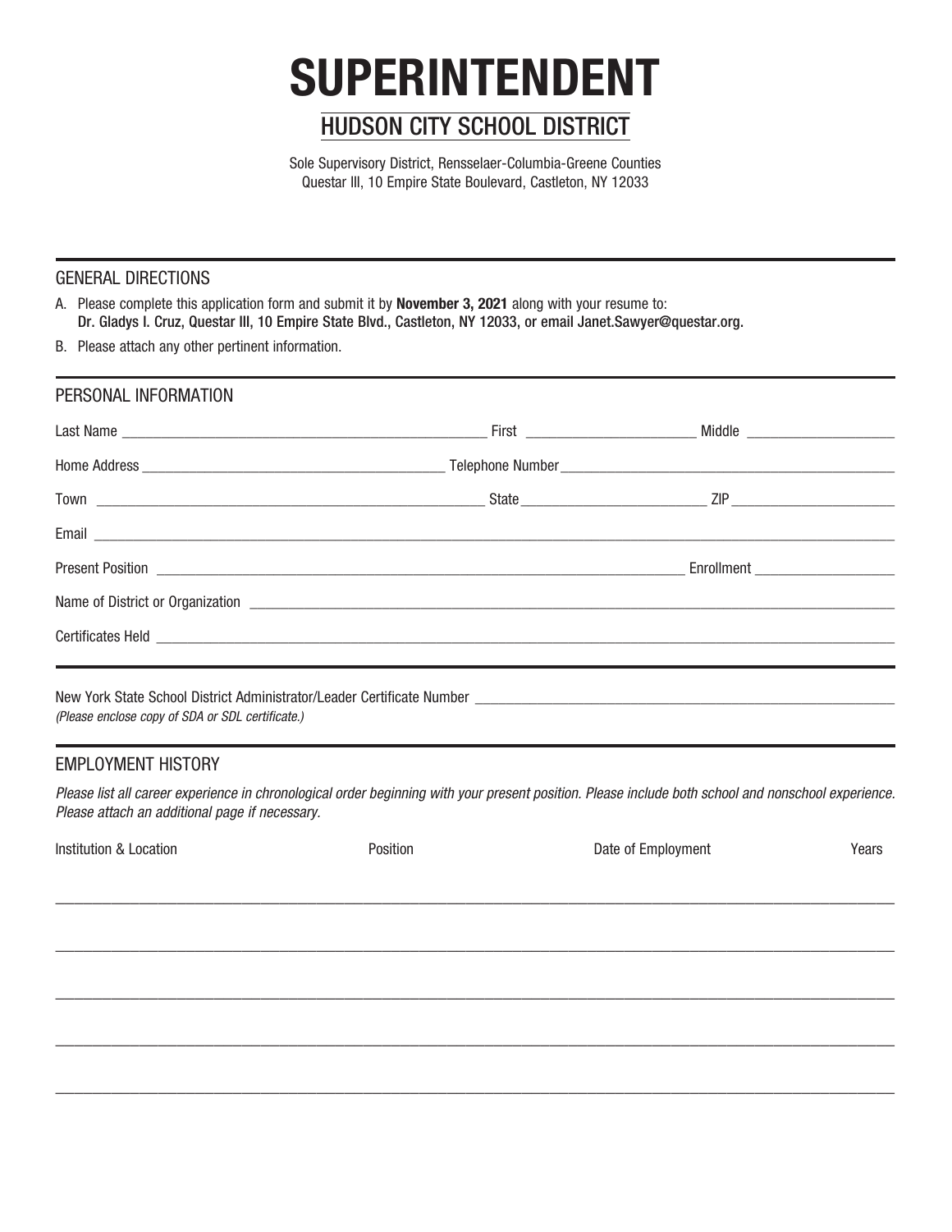# SUPERINTENDENT

## HUDSON CITY SCHOOL DISTRICT

Sole Supervisory District, Rensselaer-Columbia-Greene Counties
Questar III, 10 Empire State Boulevard, Castleton, NY 12033

### GENERAL DIRECTIONS

A. Please complete this application form and submit it by **November 3, 2021** along with your resume to:
**Dr. Gladys I. Cruz, Questar III, 10 Empire State Blvd., Castleton, NY 12033, or email Janet.Sawyer@questar.org.**

B. Please attach any other pertinent information.

### PERSONAL INFORMATION

Last Name ____________________ First ____________________ Middle ____________________

Home Address ____________________ Telephone Number ____________________

Town ____________________ State ____________________ ZIP ____________________

Email ____________________

Present Position ____________________ Enrollment ____________________

Name of District or Organization ____________________

Certificates Held ____________________

New York State School District Administrator/Leader Certificate Number ____________________
*(Please enclose copy of SDA or SDL certificate.)*

### EMPLOYMENT HISTORY

*Please list all career experience in chronological order beginning with your present position. Please include both school and nonschool experience. Please attach an additional page if necessary.*

| Institution & Location | Position | Date of Employment | Years |
|---|---|---|---|
| | | | |
| | | | |
| | | | |
| | | | |
| | | | |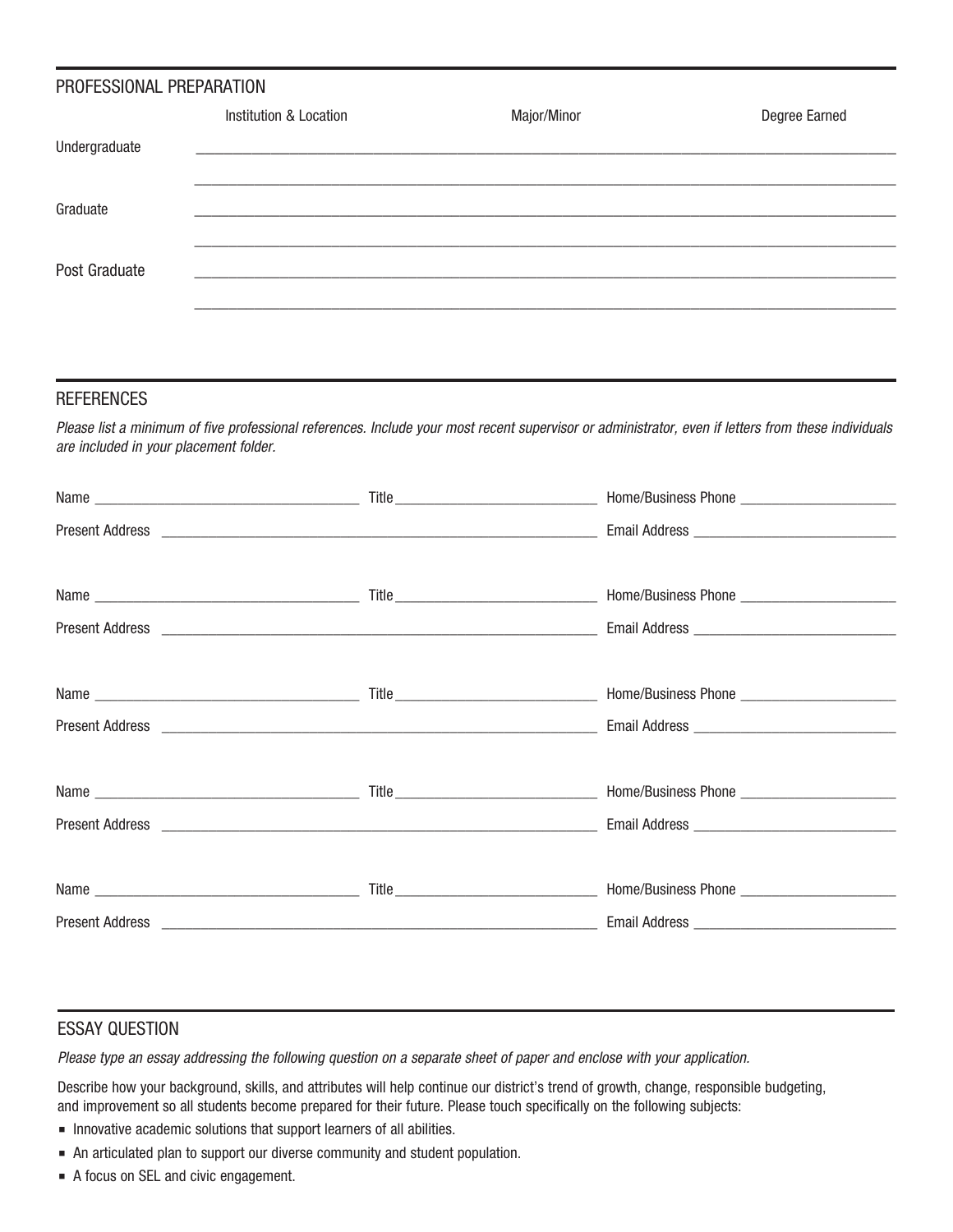## PROFESSIONAL PREPARATION

| | Institution & Location | Major/Minor | Degree Earned |
|---|---|---|---|
| Undergraduate | | | |
| | | | |
| Graduate | | | |
| | | | |
| Post Graduate | | | |
| | | | |

## REFERENCES

*Please list a minimum of five professional references. Include your most recent supervisor or administrator, even if letters from these individuals are included in your placement folder.*

Name ______________________ Title ______________________ Home/Business Phone ______________________

Present Address ______________________ Email Address ______________________

Name ______________________ Title ______________________ Home/Business Phone ______________________

Present Address ______________________ Email Address ______________________

Name ______________________ Title ______________________ Home/Business Phone ______________________

Present Address ______________________ Email Address ______________________

Name ______________________ Title ______________________ Home/Business Phone ______________________

Present Address ______________________ Email Address ______________________

Name ______________________ Title ______________________ Home/Business Phone ______________________

Present Address ______________________ Email Address ______________________

## ESSAY QUESTION

*Please type an essay addressing the following question on a separate sheet of paper and enclose with your application.*

Describe how your background, skills, and attributes will help continue our district's trend of growth, change, responsible budgeting, and improvement so all students become prepared for their future. Please touch specifically on the following subjects:

- Innovative academic solutions that support learners of all abilities.
- An articulated plan to support our diverse community and student population.
- A focus on SEL and civic engagement.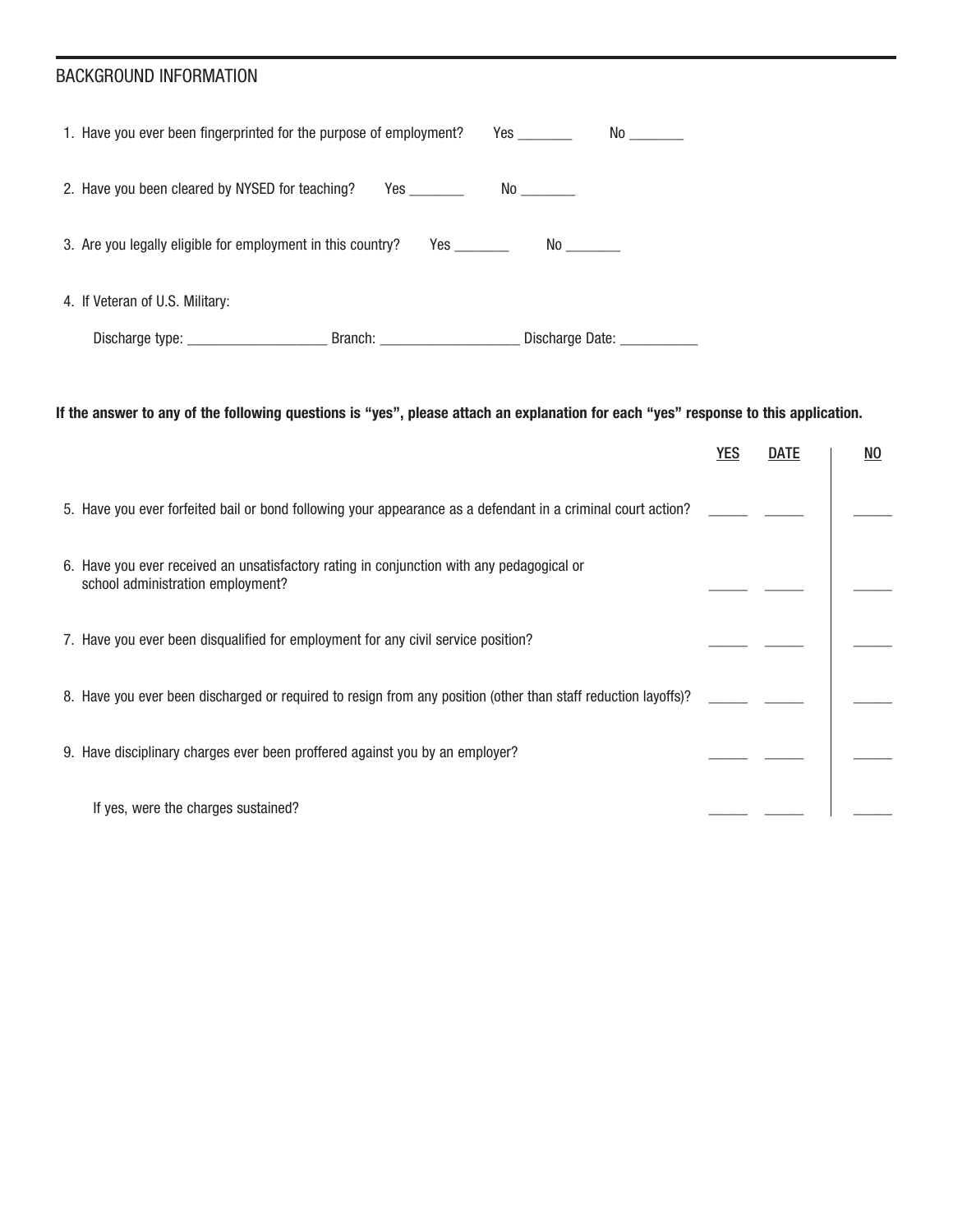## BACKGROUND INFORMATION

1. Have you ever been fingerprinted for the purpose of employment? Yes _______ No _______

2. Have you been cleared by NYSED for teaching? Yes _______ No _______

3. Are you legally eligible for employment in this country? Yes _______ No _______

4. If Veteran of U.S. Military:

   Discharge type: __________________ Branch: __________________ Discharge Date: __________

**If the answer to any of the following questions is "yes", please attach an explanation for each "yes" response to this application.**

| | YES | DATE | NO |
|---|---|---|---|
| 5. Have you ever forfeited bail or bond following your appearance as a defendant in a criminal court action? | _____ | _____ | _____ |
| 6. Have you ever received an unsatisfactory rating in conjunction with any pedagogical or school administration employment? | _____ | _____ | _____ |
| 7. Have you ever been disqualified for employment for any civil service position? | _____ | _____ | _____ |
| 8. Have you ever been discharged or required to resign from any position (other than staff reduction layoffs)? | _____ | _____ | _____ |
| 9. Have disciplinary charges ever been proffered against you by an employer? | _____ | _____ | _____ |
| If yes, were the charges sustained? | _____ | _____ | _____ |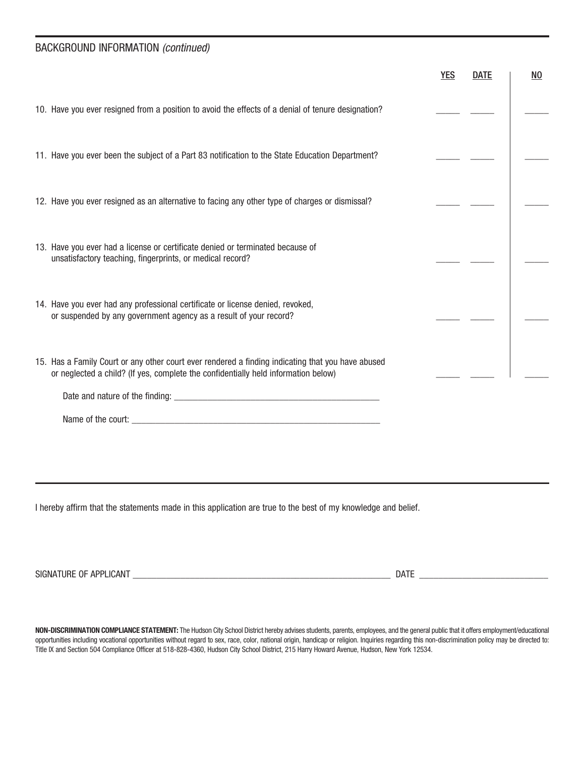## BACKGROUND INFORMATION *(continued)*

| | YES | DATE | NO |
|---|---|---|---|
| 10. Have you ever resigned from a position to avoid the effects of a denial of tenure designation? | _____ | _____ | _____ |
| 11. Have you ever been the subject of a Part 83 notification to the State Education Department? | _____ | _____ | _____ |
| 12. Have you ever resigned as an alternative to facing any other type of charges or dismissal? | _____ | _____ | _____ |
| 13. Have you ever had a license or certificate denied or terminated because of unsatisfactory teaching, fingerprints, or medical record? | _____ | _____ | _____ |
| 14. Have you ever had any professional certificate or license denied, revoked, or suspended by any government agency as a result of your record? | _____ | _____ | _____ |
| 15. Has a Family Court or any other court ever rendered a finding indicating that you have abused or neglected a child? (If yes, complete the confidentially held information below) | _____ | _____ | _____ |

Date and nature of the finding: _______________________________________________

Name of the court: _________________________________________________________

---

I hereby affirm that the statements made in this application are true to the best of my knowledge and belief.

SIGNATURE OF APPLICANT ___________________________________________________ DATE ____________________________

**NON-DISCRIMINATION COMPLIANCE STATEMENT:** The Hudson City School District hereby advises students, parents, employees, and the general public that it offers employment/educational opportunities including vocational opportunities without regard to sex, race, color, national origin, handicap or religion. Inquiries regarding this non-discrimination policy may be directed to: Title IX and Section 504 Compliance Officer at 518-828-4360, Hudson City School District, 215 Harry Howard Avenue, Hudson, New York 12534.